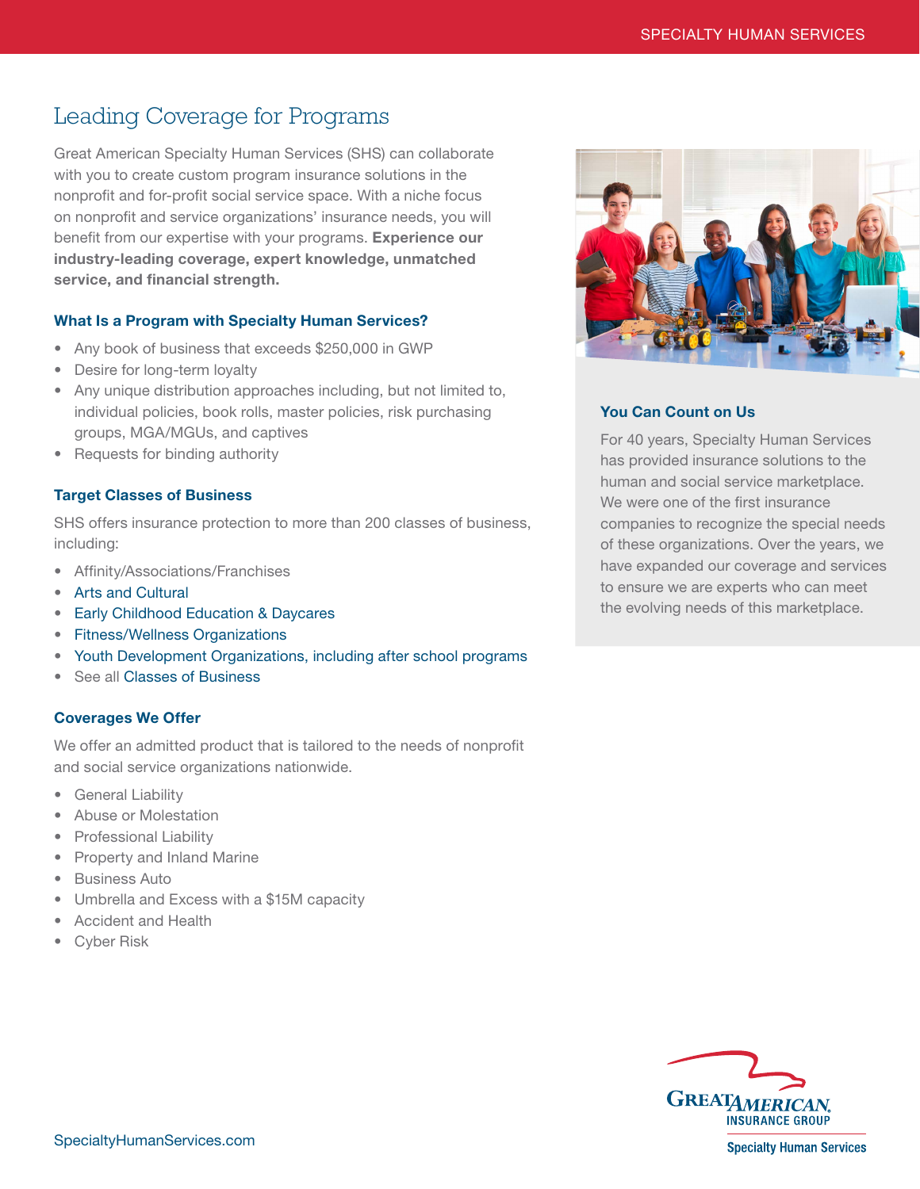# Leading Coverage for Programs

Great American Specialty Human Services (SHS) can collaborate with you to create custom program insurance solutions in the nonprofit and for-profit social service space. With a niche focus on nonprofit and service organizations' insurance needs, you will benefit from our expertise with your programs. **Experience our industry-leading coverage, expert knowledge, unmatched service, and financial strength.**

### What Is a Program with Specialty Human Services?

- Any book of business that exceeds $250,000 in GWP
- Desire for long-term loyalty
- Any unique distribution approaches including, but not limited to, individual policies, book rolls, master policies, risk purchasing groups, MGA/MGUs, and captives
- Requests for binding authority

### Target Classes of Business

SHS offers insurance protection to more than 200 classes of business, including:

- Affinity/Associations/Franchises
- Arts and Cultural
- Early Childhood Education & Daycares
- Fitness/Wellness Organizations
- Youth Development Organizations, including after school programs
- See all Classes of Business

### Coverages We Offer

We offer an admitted product that is tailored to the needs of nonprofit and social service organizations nationwide.

- General Liability
- Abuse or Molestation
- Professional Liability
- Property and Inland Marine
- Business Auto
- Umbrella and Excess with a $15M capacity
- Accident and Health
- Cyber Risk

### You Can Count on Us

For 40 years, Specialty Human Services has provided insurance solutions to the human and social service marketplace. We were one of the first insurance companies to recognize the special needs of these organizations. Over the years, we have expanded our coverage and services to ensure we are experts who can meet the evolving needs of this marketplace.

SpecialtyHumanServices.com

GREAT AMERICAN INSURANCE GROUP
Specialty Human Services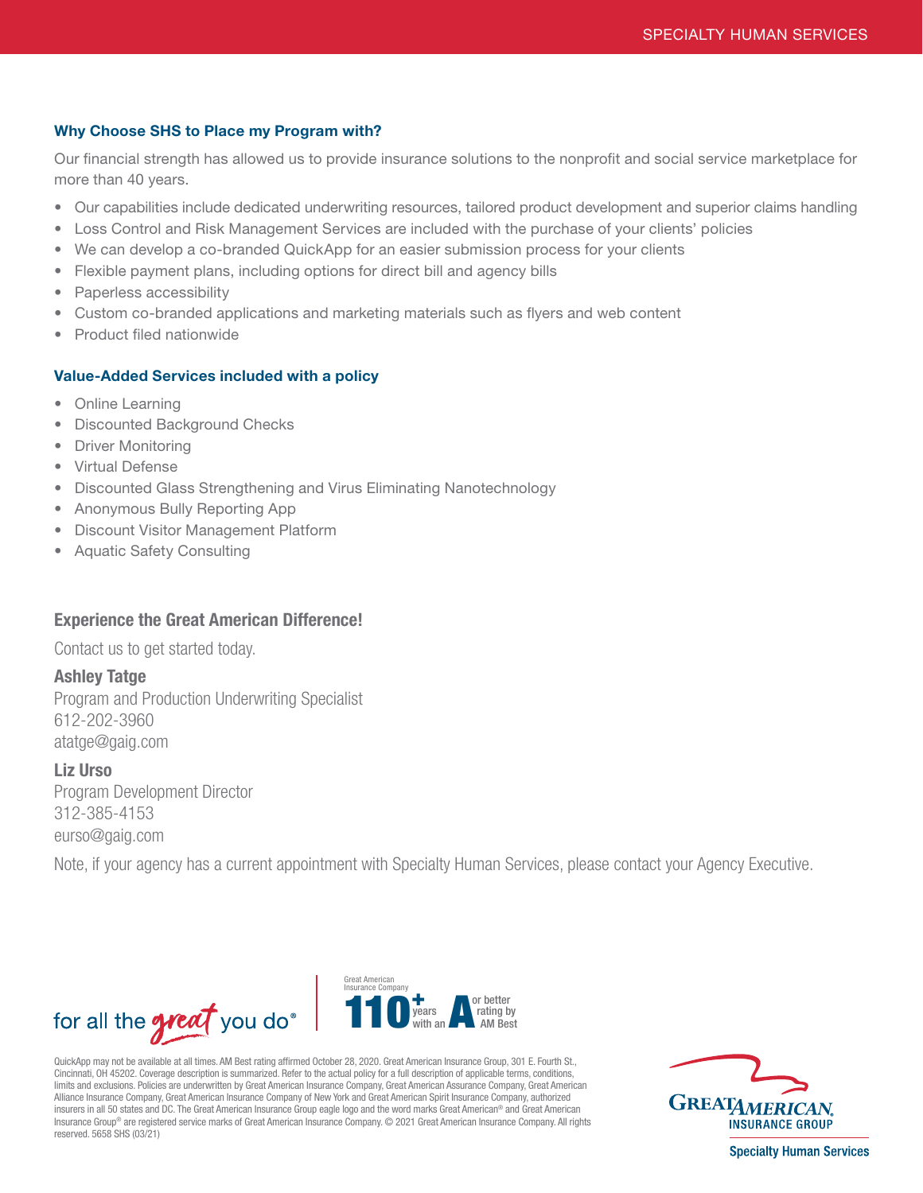### Why Choose SHS to Place my Program with?

Our financial strength has allowed us to provide insurance solutions to the nonprofit and social service marketplace for more than 40 years.

- Our capabilities include dedicated underwriting resources, tailored product development and superior claims handling
- Loss Control and Risk Management Services are included with the purchase of your clients' policies
- We can develop a co-branded QuickApp for an easier submission process for your clients
- Flexible payment plans, including options for direct bill and agency bills
- Paperless accessibility
- Custom co-branded applications and marketing materials such as flyers and web content
- Product filed nationwide

### Value-Added Services included with a policy

- Online Learning
- Discounted Background Checks
- Driver Monitoring
- Virtual Defense
- Discounted Glass Strengthening and Virus Eliminating Nanotechnology
- Anonymous Bully Reporting App
- Discount Visitor Management Platform
- Aquatic Safety Consulting

## Experience the Great American Difference!

Contact us to get started today.

**Ashley Tatge**
Program and Production Underwriting Specialist
612-202-3960
atatge@gaig.com

**Liz Urso**
Program Development Director
312-385-4153
eurso@gaig.com

Note, if your agency has a current appointment with Specialty Human Services, please contact your Agency Executive.

for all the great you do®

Great American Insurance Company 110+ years with an A or better rating by AM Best

QuickApp may not be available at all times. AM Best rating affirmed October 28, 2020. Great American Insurance Group, 301 E. Fourth St., Cincinnati, OH 45202. Coverage description is summarized. Refer to the actual policy for a full description of applicable terms, conditions, limits and exclusions. Policies are underwritten by Great American Insurance Company, Great American Assurance Company, Great American Alliance Insurance Company, Great American Insurance Company of New York and Great American Spirit Insurance Company, authorized insurers in all 50 states and DC. The Great American Insurance Group eagle logo and the word marks Great American® and Great American Insurance Group® are registered service marks of Great American Insurance Company. © 2021 Great American Insurance Company. All rights reserved. 5658 SHS (03/21)

GREAT AMERICAN INSURANCE GROUP
Specialty Human Services